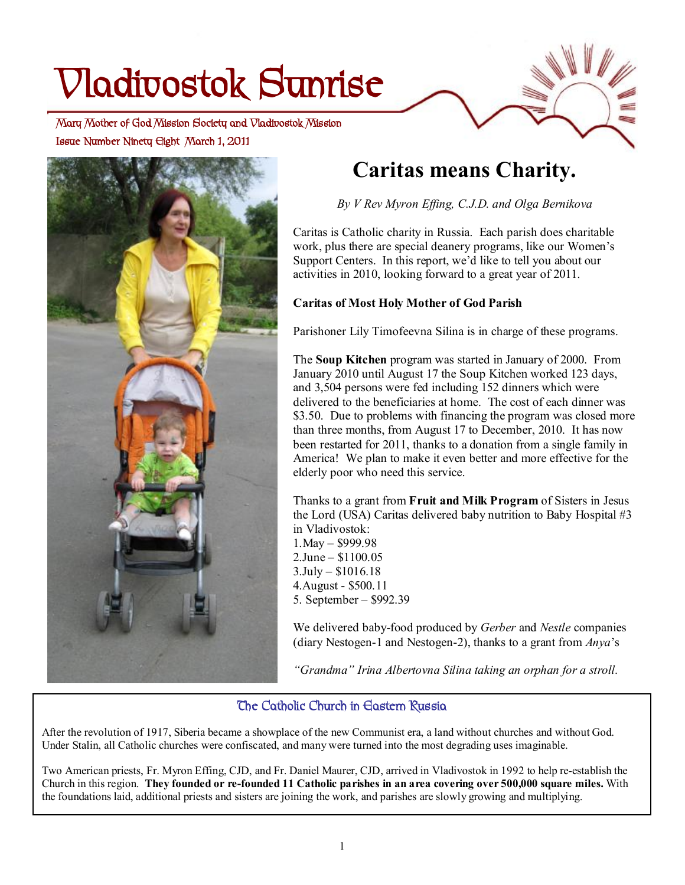# Vladivostok Sunrise

Mary Mother of God Mission Society and Vladivostok Mission

Issue Number Ninety Eight March 1, 2011

## Caritas means Charity.

*By V Rev Myron Effing, C.J.D. and Olga Bernikova*

Caritas is Catholic charity in Russia. Each parish does charitable work, plus there are special deanery programs, like our Women's Support Centers. In this report, we'd like to tell you about our activities in 2010, looking forward to a great year of 2011.

**Caritas of Most Holy Mother of God Parish**

Parishoner Lily Timofeevna Silina is in charge of these programs.

The **Soup Kitchen** program was started in January of 2000. From January 2010 until August 17 the Soup Kitchen worked 123 days, and 3,504 persons were fed including 152 dinners which were delivered to the beneficiaries at home. The cost of each dinner was $3.50. Due to problems with financing the program was closed more than three months, from August 17 to December, 2010. It has now been restarted for 2011, thanks to a donation from a single family in America! We plan to make it even better and more effective for the elderly poor who need this service.

Thanks to a grant from **Fruit and Milk Program** of Sisters in Jesus the Lord (USA) Caritas delivered baby nutrition to Baby Hospital #3 in Vladivostok:

1. May – $999.98
2. June – $1100.05
3. July – $1016.18
4. August - $500.11
5. September – $992.39

We delivered baby-food produced by *Gerber* and *Nestle* companies (diary Nestogen-1 and Nestogen-2), thanks to a grant from *Anya*'s

*"Grandma" Irina Albertovna Silina taking an orphan for a stroll.*

### The Catholic Church in Eastern Russia

After the revolution of 1917, Siberia became a showplace of the new Communist era, a land without churches and without God. Under Stalin, all Catholic churches were confiscated, and many were turned into the most degrading uses imaginable.

Two American priests, Fr. Myron Effing, CJD, and Fr. Daniel Maurer, CJD, arrived in Vladivostok in 1992 to help re-establish the Church in this region. **They founded or re-founded 11 Catholic parishes in an area covering over 500,000 square miles.** With the foundations laid, additional priests and sisters are joining the work, and parishes are slowly growing and multiplying.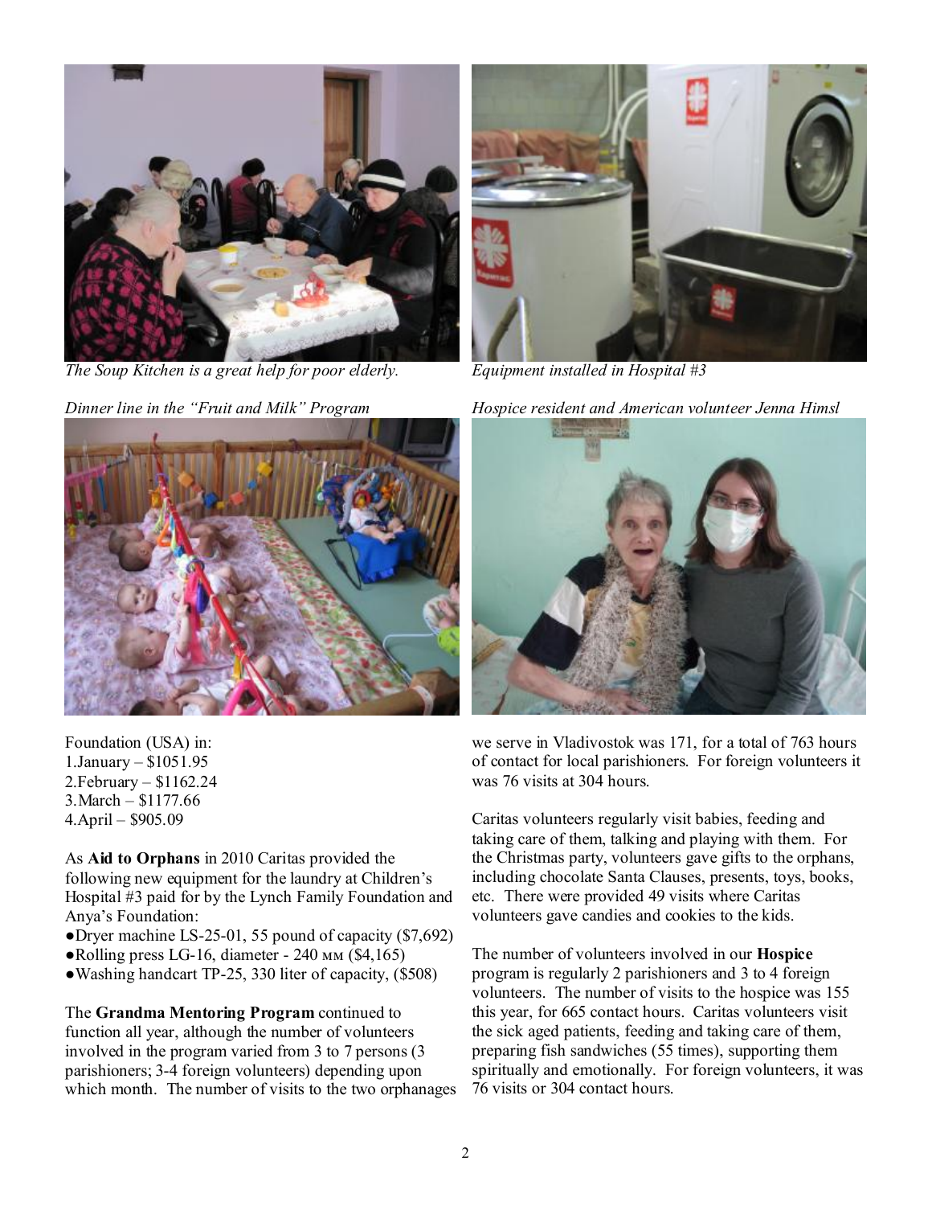*The Soup Kitchen is a great help for poor elderly.*

*Equipment installed in Hospital #3*

*Dinner line in the "Fruit and Milk" Program*

*Hospice resident and American volunteer Jenna Himsl*

Foundation (USA) in:
1.January – $1051.95
2.February – $1162.24
3.March – $1177.66
4.April – $905.09

As **Aid to Orphans** in 2010 Caritas provided the following new equipment for the laundry at Children's Hospital #3 paid for by the Lynch Family Foundation and Anya's Foundation:

- Dryer machine LS-25-01, 55 pound of capacity ($7,692)
- Rolling press LG-16, diameter - 240 мм ($4,165)
- Washing handcart TP-25, 330 liter of capacity, ($508)

The **Grandma Mentoring Program** continued to function all year, although the number of volunteers involved in the program varied from 3 to 7 persons (3 parishioners; 3-4 foreign volunteers) depending upon which month. The number of visits to the two orphanages we serve in Vladivostok was 171, for a total of 763 hours of contact for local parishioners. For foreign volunteers it was 76 visits at 304 hours.

Caritas volunteers regularly visit babies, feeding and taking care of them, talking and playing with them. For the Christmas party, volunteers gave gifts to the orphans, including chocolate Santa Clauses, presents, toys, books, etc. There were provided 49 visits where Caritas volunteers gave candies and cookies to the kids.

The number of volunteers involved in our **Hospice** program is regularly 2 parishioners and 3 to 4 foreign volunteers. The number of visits to the hospice was 155 this year, for 665 contact hours. Caritas volunteers visit the sick aged patients, feeding and taking care of them, preparing fish sandwiches (55 times), supporting them spiritually and emotionally. For foreign volunteers, it was 76 visits or 304 contact hours.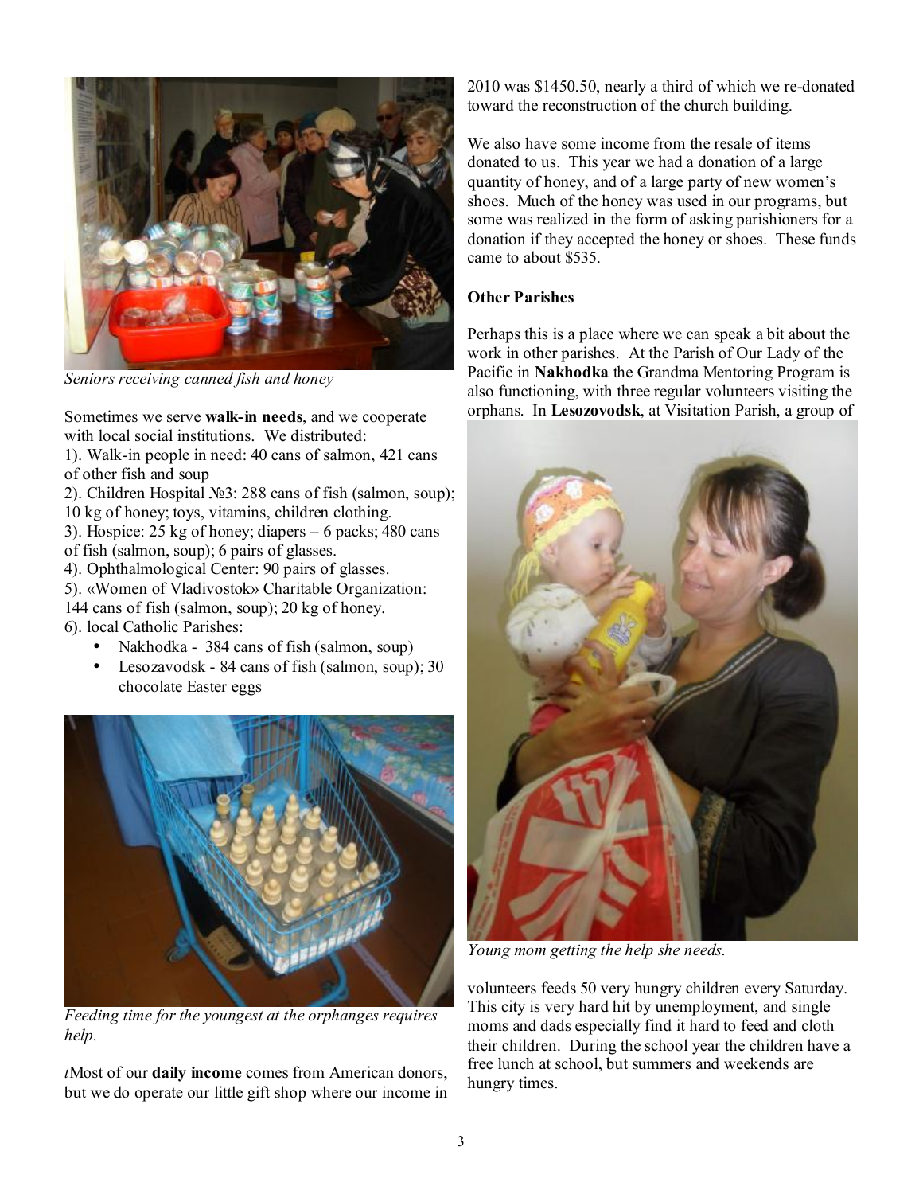*Seniors receiving canned fish and honey*

Sometimes we serve **walk-in needs**, and we cooperate with local social institutions. We distributed:

1). Walk-in people in need: 40 cans of salmon, 421 cans of other fish and soup

2). Children Hospital №3: 288 cans of fish (salmon, soup); 10 kg of honey; toys, vitamins, children clothing.

3). Hospice: 25 kg of honey; diapers – 6 packs; 480 cans of fish (salmon, soup); 6 pairs of glasses.

4). Ophthalmological Center: 90 pairs of glasses.

5). «Women of Vladivostok» Charitable Organization: 144 cans of fish (salmon, soup); 20 kg of honey.

6). local Catholic Parishes:

- Nakhodka - 384 cans of fish (salmon, soup)
- Lesozavodsk - 84 cans of fish (salmon, soup); 30 chocolate Easter eggs

*Feeding time for the youngest at the orphanges requires help.*

*t*Most of our **daily income** comes from American donors, but we do operate our little gift shop where our income in 2010 was $1450.50, nearly a third of which we re-donated toward the reconstruction of the church building.

We also have some income from the resale of items donated to us. This year we had a donation of a large quantity of honey, and of a large party of new women's shoes. Much of the honey was used in our programs, but some was realized in the form of asking parishioners for a donation if they accepted the honey or shoes. These funds came to about $535.

**Other Parishes**

Perhaps this is a place where we can speak a bit about the work in other parishes. At the Parish of Our Lady of the Pacific in **Nakhodka** the Grandma Mentoring Program is also functioning, with three regular volunteers visiting the orphans. In **Lesozovodsk**, at Visitation Parish, a group of volunteers feeds 50 very hungry children every Saturday. This city is very hard hit by unemployment, and single moms and dads especially find it hard to feed and cloth their children. During the school year the children have a free lunch at school, but summers and weekends are hungry times.

*Young mom getting the help she needs.*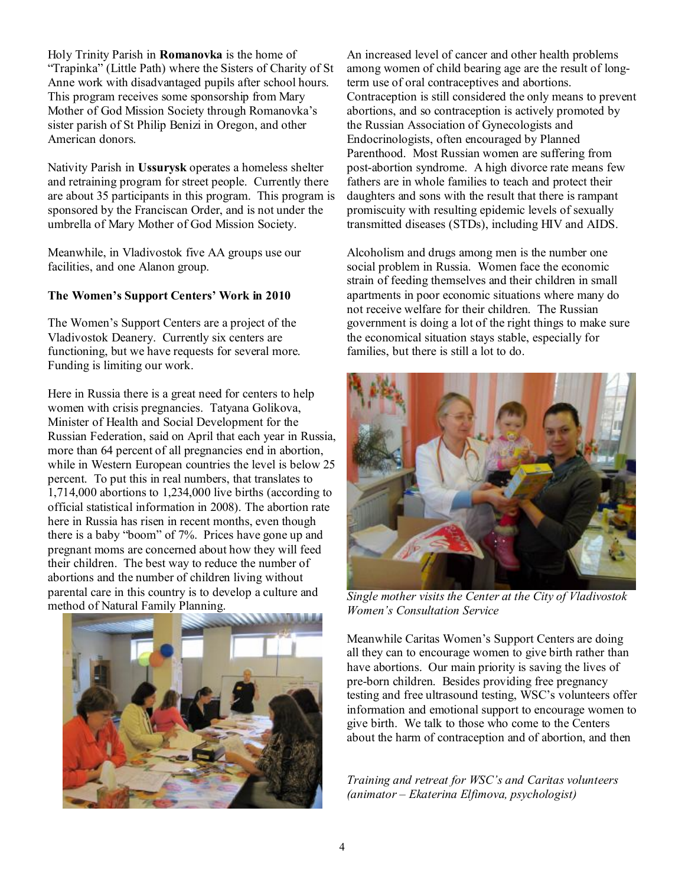Holy Trinity Parish in **Romanovka** is the home of "Trapinka" (Little Path) where the Sisters of Charity of St Anne work with disadvantaged pupils after school hours. This program receives some sponsorship from Mary Mother of God Mission Society through Romanovka's sister parish of St Philip Benizi in Oregon, and other American donors.

Nativity Parish in **Ussurysk** operates a homeless shelter and retraining program for street people. Currently there are about 35 participants in this program. This program is sponsored by the Franciscan Order, and is not under the umbrella of Mary Mother of God Mission Society.

Meanwhile, in Vladivostok five AA groups use our facilities, and one Alanon group.

**The Women's Support Centers' Work in 2010**

The Women's Support Centers are a project of the Vladivostok Deanery. Currently six centers are functioning, but we have requests for several more. Funding is limiting our work.

Here in Russia there is a great need for centers to help women with crisis pregnancies. Tatyana Golikova, Minister of Health and Social Development for the Russian Federation, said on April that each year in Russia, more than 64 percent of all pregnancies end in abortion, while in Western European countries the level is below 25 percent. To put this in real numbers, that translates to 1,714,000 abortions to 1,234,000 live births (according to official statistical information in 2008). The abortion rate here in Russia has risen in recent months, even though there is a baby "boom" of 7%. Prices have gone up and pregnant moms are concerned about how they will feed their children. The best way to reduce the number of abortions and the number of children living without parental care in this country is to develop a culture and method of Natural Family Planning.

*Training and retreat for WSC's and Caritas volunteers (animator – Ekaterina Elfimova, psychologist)*

An increased level of cancer and other health problems among women of child bearing age are the result of long-term use of oral contraceptives and abortions. Contraception is still considered the only means to prevent abortions, and so contraception is actively promoted by the Russian Association of Gynecologists and Endocrinologists, often encouraged by Planned Parenthood. Most Russian women are suffering from post-abortion syndrome. A high divorce rate means few fathers are in whole families to teach and protect their daughters and sons with the result that there is rampant promiscuity with resulting epidemic levels of sexually transmitted diseases (STDs), including HIV and AIDS.

Alcoholism and drugs among men is the number one social problem in Russia. Women face the economic strain of feeding themselves and their children in small apartments in poor economic situations where many do not receive welfare for their children. The Russian government is doing a lot of the right things to make sure the economical situation stays stable, especially for families, but there is still a lot to do.

*Single mother visits the Center at the City of Vladivostok Women's Consultation Service*

Meanwhile Caritas Women's Support Centers are doing all they can to encourage women to give birth rather than have abortions. Our main priority is saving the lives of pre-born children. Besides providing free pregnancy testing and free ultrasound testing, WSC's volunteers offer information and emotional support to encourage women to give birth. We talk to those who come to the Centers about the harm of contraception and of abortion, and then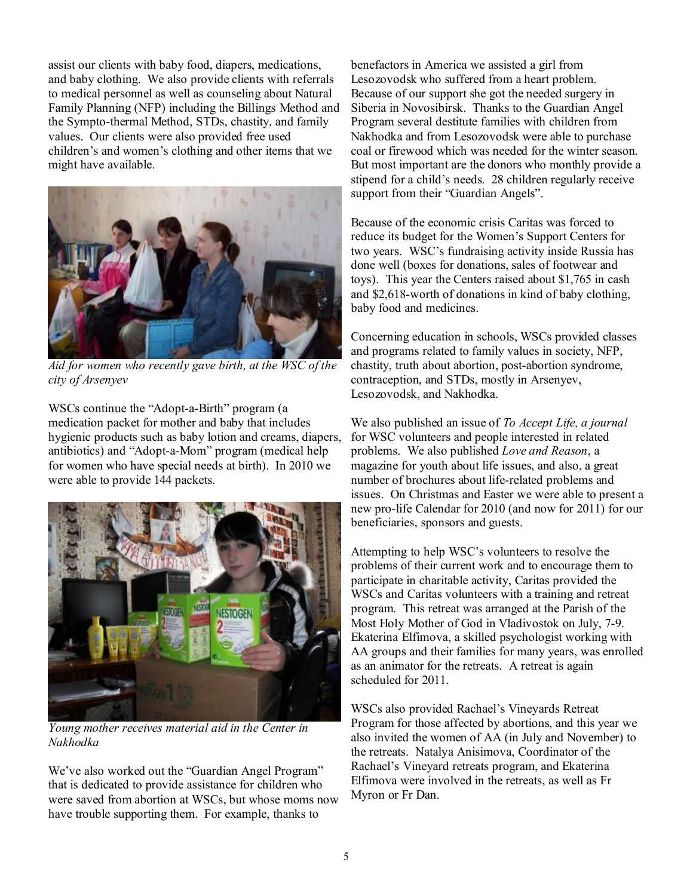assist our clients with baby food, diapers, medications, and baby clothing. We also provide clients with referrals to medical personnel as well as counseling about Natural Family Planning (NFP) including the Billings Method and the Sympto-thermal Method, STDs, chastity, and family values. Our clients were also provided free used children's and women's clothing and other items that we might have available.

*Aid for women who recently gave birth, at the WSC of the city of Arsenyev*

WSCs continue the "Adopt-a-Birth" program (a medication packet for mother and baby that includes hygienic products such as baby lotion and creams, diapers, antibiotics) and "Adopt-a-Mom" program (medical help for women who have special needs at birth). In 2010 we were able to provide 144 packets.

*Young mother receives material aid in the Center in Nakhodka*

We've also worked out the "Guardian Angel Program" that is dedicated to provide assistance for children who were saved from abortion at WSCs, but whose moms now have trouble supporting them. For example, thanks to benefactors in America we assisted a girl from Lesozovodsk who suffered from a heart problem. Because of our support she got the needed surgery in Siberia in Novosibirsk. Thanks to the Guardian Angel Program several destitute families with children from Nakhodka and from Lesozovodsk were able to purchase coal or firewood which was needed for the winter season. But most important are the donors who monthly provide a stipend for a child's needs. 28 children regularly receive support from their "Guardian Angels".

Because of the economic crisis Caritas was forced to reduce its budget for the Women's Support Centers for two years. WSC's fundraising activity inside Russia has done well (boxes for donations, sales of footwear and toys). This year the Centers raised about $1,765 in cash and $2,618-worth of donations in kind of baby clothing, baby food and medicines.

Concerning education in schools, WSCs provided classes and programs related to family values in society, NFP, chastity, truth about abortion, post-abortion syndrome, contraception, and STDs, mostly in Arsenyev, Lesozovodsk, and Nakhodka.

We also published an issue of *To Accept Life, a journal* for WSC volunteers and people interested in related problems. We also published *Love and Reason*, a magazine for youth about life issues, and also, a great number of brochures about life-related problems and issues. On Christmas and Easter we were able to present a new pro-life Calendar for 2010 (and now for 2011) for our beneficiaries, sponsors and guests.

Attempting to help WSC's volunteers to resolve the problems of their current work and to encourage them to participate in charitable activity, Caritas provided the WSCs and Caritas volunteers with a training and retreat program. This retreat was arranged at the Parish of the Most Holy Mother of God in Vladivostok on July, 7-9. Ekaterina Elfimova, a skilled psychologist working with AA groups and their families for many years, was enrolled as an animator for the retreats. A retreat is again scheduled for 2011.

WSCs also provided Rachael's Vineyards Retreat Program for those affected by abortions, and this year we also invited the women of AA (in July and November) to the retreats. Natalya Anisimova, Coordinator of the Rachael's Vineyard retreats program, and Ekaterina Elfimova were involved in the retreats, as well as Fr Myron or Fr Dan.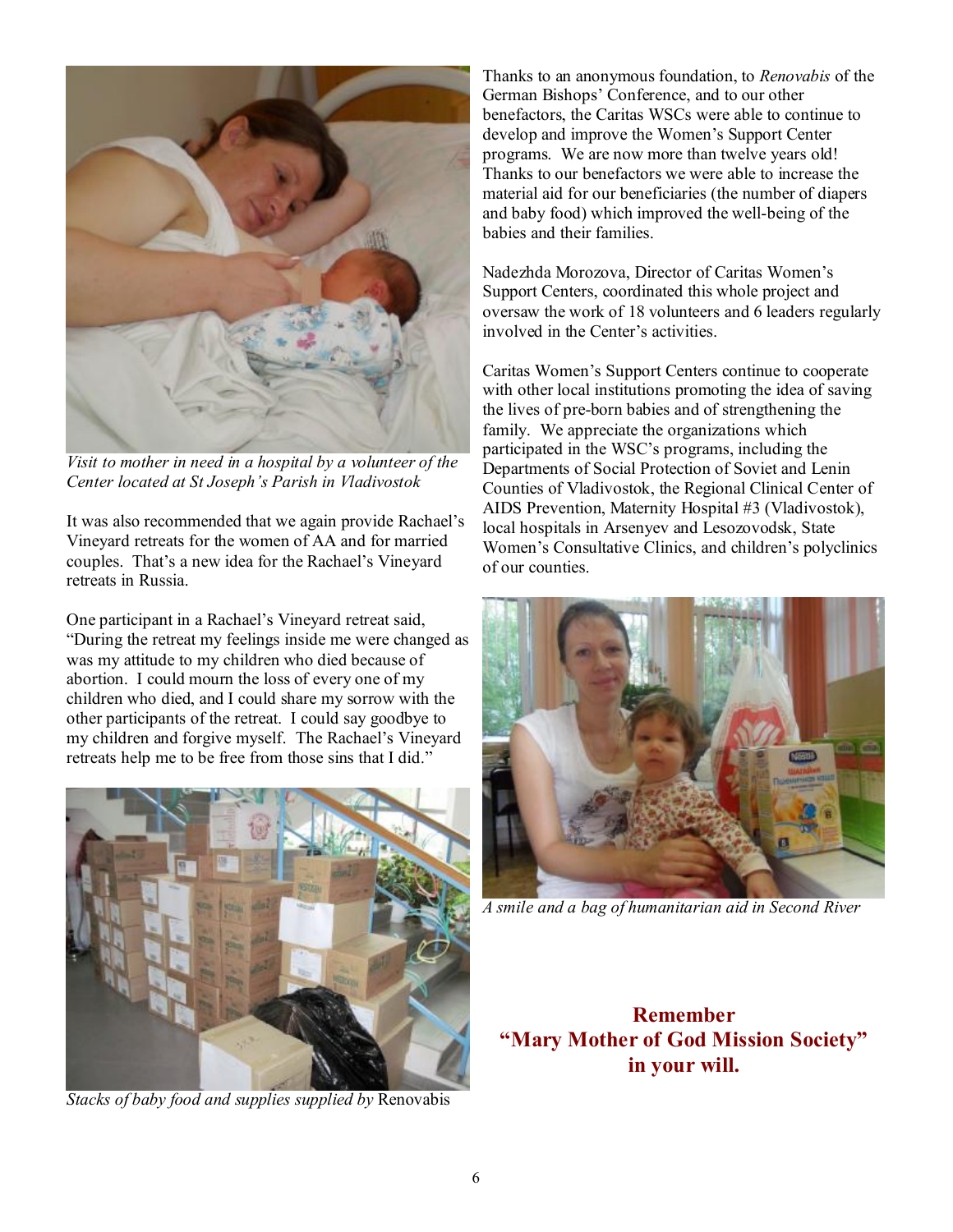*Visit to mother in need in a hospital by a volunteer of the Center located at St Joseph's Parish in Vladivostok*

It was also recommended that we again provide Rachael's Vineyard retreats for the women of AA and for married couples. That's a new idea for the Rachael's Vineyard retreats in Russia.

One participant in a Rachael's Vineyard retreat said, "During the retreat my feelings inside me were changed as was my attitude to my children who died because of abortion. I could mourn the loss of every one of my children who died, and I could share my sorrow with the other participants of the retreat. I could say goodbye to my children and forgive myself. The Rachael's Vineyard retreats help me to be free from those sins that I did."

*Stacks of baby food and supplies supplied by* Renovabis

Thanks to an anonymous foundation, to *Renovabis* of the German Bishops' Conference, and to our other benefactors, the Caritas WSCs were able to continue to develop and improve the Women's Support Center programs. We are now more than twelve years old! Thanks to our benefactors we were able to increase the material aid for our beneficiaries (the number of diapers and baby food) which improved the well-being of the babies and their families.

Nadezhda Morozova, Director of Caritas Women's Support Centers, coordinated this whole project and oversaw the work of 18 volunteers and 6 leaders regularly involved in the Center's activities.

Caritas Women's Support Centers continue to cooperate with other local institutions promoting the idea of saving the lives of pre-born babies and of strengthening the family. We appreciate the organizations which participated in the WSC's programs, including the Departments of Social Protection of Soviet and Lenin Counties of Vladivostok, the Regional Clinical Center of AIDS Prevention, Maternity Hospital #3 (Vladivostok), local hospitals in Arsenyev and Lesozovodsk, State Women's Consultative Clinics, and children's polyclinics of our counties.

*A smile and a bag of humanitarian aid in Second River*

**Remember**
**"Mary Mother of God Mission Society"**
**in your will.**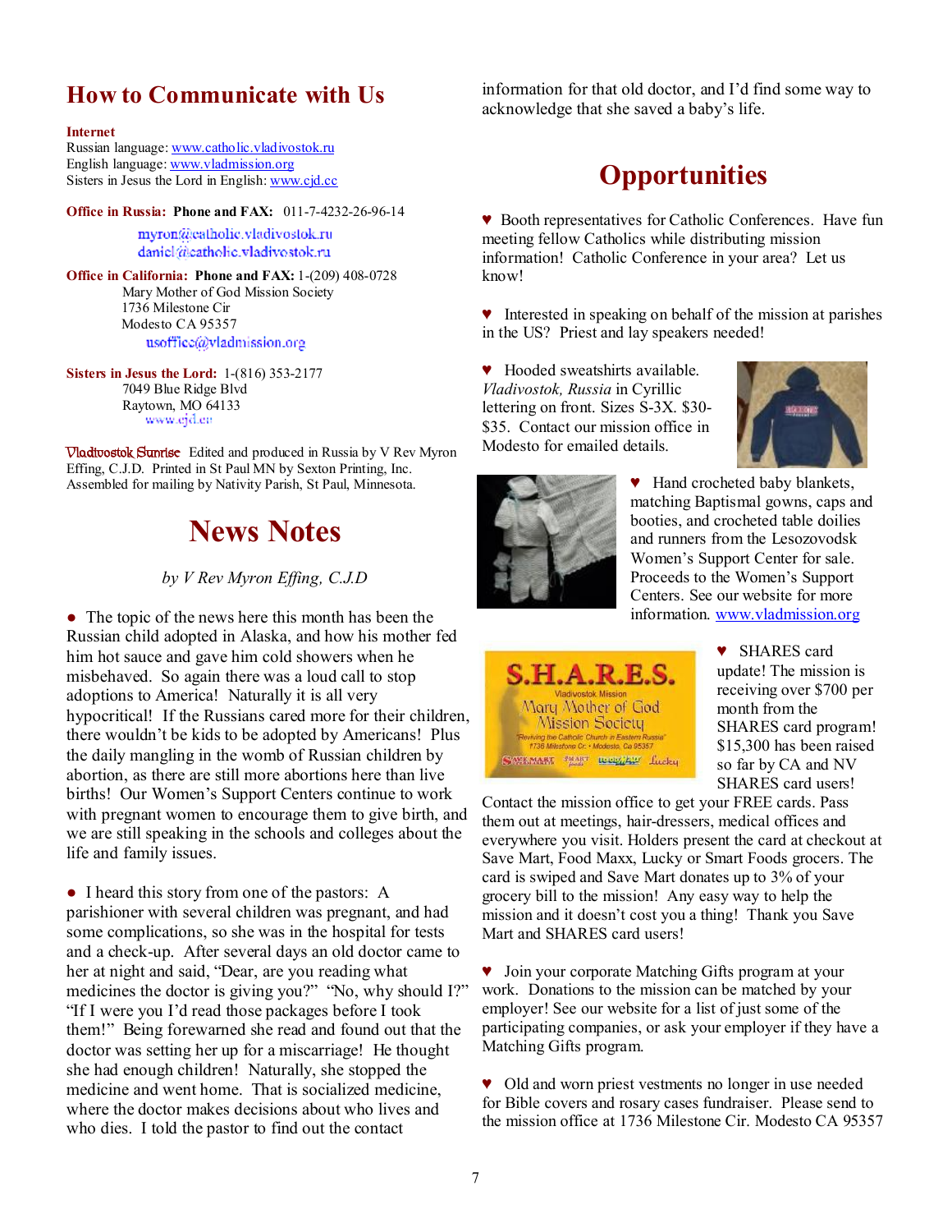## How to Communicate with Us

**Internet**
Russian language: www.catholic.vladivostok.ru
English language: www.vladmission.org
Sisters in Jesus the Lord in English: www.cjd.cc

**Office in Russia: Phone and FAX:** 011-7-4232-26-96-14
myron@catholic.vladivostok.ru
daniel@catholic.vladivostok.ru

**Office in California: Phone and FAX:** 1-(209) 408-0728
Mary Mother of God Mission Society
1736 Milestone Cir
Modesto CA 95357
usoffice@vladmission.org

**Sisters in Jesus the Lord:** 1-(816) 353-2177
7049 Blue Ridge Blvd
Raytown, MO 64133
www.cjd.cc

Vladivostok Sunrise Edited and produced in Russia by V Rev Myron Effing, C.J.D. Printed in St Paul MN by Sexton Printing, Inc. Assembled for mailing by Nativity Parish, St Paul, Minnesota.

## News Notes

*by V Rev Myron Effing, C.J.D*

● The topic of the news here this month has been the Russian child adopted in Alaska, and how his mother fed him hot sauce and gave him cold showers when he misbehaved. So again there was a loud call to stop adoptions to America! Naturally it is all very hypocritical! If the Russians cared more for their children, there wouldn't be kids to be adopted by Americans! Plus the daily mangling in the womb of Russian children by abortion, as there are still more abortions here than live births! Our Women's Support Centers continue to work with pregnant women to encourage them to give birth, and we are still speaking in the schools and colleges about the life and family issues.

● I heard this story from one of the pastors: A parishioner with several children was pregnant, and had some complications, so she was in the hospital for tests and a check-up. After several days an old doctor came to her at night and said, "Dear, are you reading what medicines the doctor is giving you?" "No, why should I?" "If I were you I'd read those packages before I took them!" Being forewarned she read and found out that the doctor was setting her up for a miscarriage! He thought she had enough children! Naturally, she stopped the medicine and went home. That is socialized medicine, where the doctor makes decisions about who lives and who dies. I told the pastor to find out the contact information for that old doctor, and I'd find some way to acknowledge that she saved a baby's life.

## Opportunities

♥ Booth representatives for Catholic Conferences. Have fun meeting fellow Catholics while distributing mission information! Catholic Conference in your area? Let us know!

♥ Interested in speaking on behalf of the mission at parishes in the US? Priest and lay speakers needed!

♥ Hooded sweatshirts available. *Vladivostok, Russia* in Cyrillic lettering on front. Sizes S-3X. $30-$35. Contact our mission office in Modesto for emailed details.

♥ Hand crocheted baby blankets, matching Baptismal gowns, caps and booties, and crocheted table doilies and runners from the Lesozovodsk Women's Support Center for sale. Proceeds to the Women's Support Centers. See our website for more information. www.vladmission.org

♥ SHARES card update! The mission is receiving over $700 per month from the SHARES card program! $15,300 has been raised so far by CA and NV SHARES card users! Contact the mission office to get your FREE cards. Pass them out at meetings, hair-dressers, medical offices and everywhere you visit. Holders present the card at checkout at Save Mart, Food Maxx, Lucky or Smart Foods grocers. The card is swiped and Save Mart donates up to 3% of your grocery bill to the mission! Any easy way to help the mission and it doesn't cost you a thing! Thank you Save Mart and SHARES card users!

♥ Join your corporate Matching Gifts program at your work. Donations to the mission can be matched by your employer! See our website for a list of just some of the participating companies, or ask your employer if they have a Matching Gifts program.

♥ Old and worn priest vestments no longer in use needed for Bible covers and rosary cases fundraiser. Please send to the mission office at 1736 Milestone Cir. Modesto CA 95357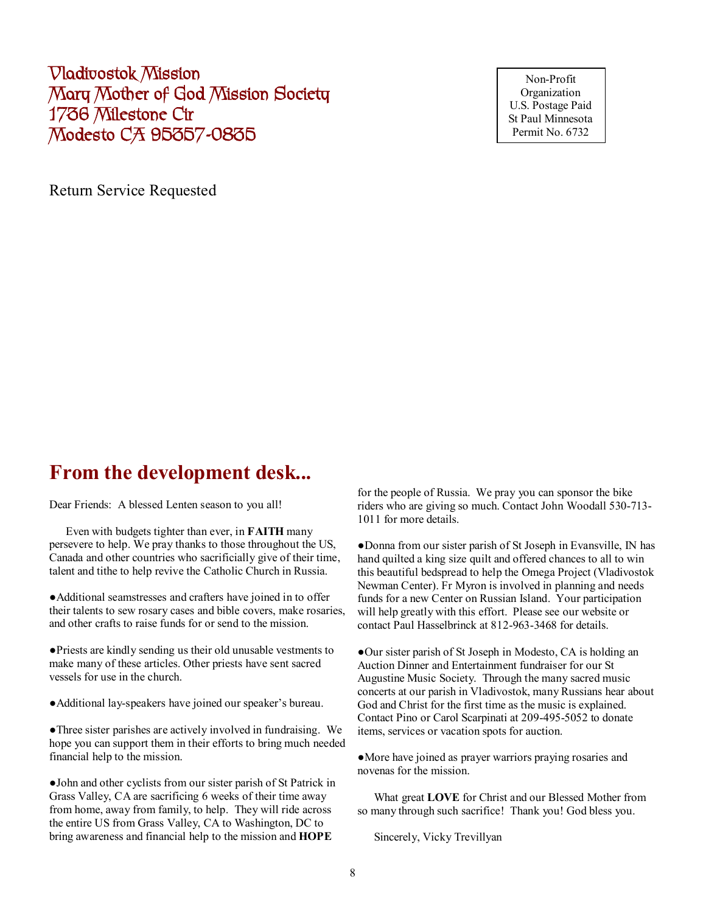Vladivostok Mission
Mary Mother of God Mission Society
1736 Milestone Cir
Modesto CA 95357-0835

Non-Profit Organization
U.S. Postage Paid
St Paul Minnesota
Permit No. 6732

Return Service Requested

# From the development desk...

Dear Friends: A blessed Lenten season to you all!

Even with budgets tighter than ever, in **FAITH** many persevere to help. We pray thanks to those throughout the US, Canada and other countries who sacrificially give of their time, talent and tithe to help revive the Catholic Church in Russia.

●Additional seamstresses and crafters have joined in to offer their talents to sew rosary cases and bible covers, make rosaries, and other crafts to raise funds for or send to the mission.

●Priests are kindly sending us their old unusable vestments to make many of these articles. Other priests have sent sacred vessels for use in the church.

●Additional lay-speakers have joined our speaker's bureau.

●Three sister parishes are actively involved in fundraising. We hope you can support them in their efforts to bring much needed financial help to the mission.

●John and other cyclists from our sister parish of St Patrick in Grass Valley, CA are sacrificing 6 weeks of their time away from home, away from family, to help. They will ride across the entire US from Grass Valley, CA to Washington, DC to bring awareness and financial help to the mission and **HOPE** for the people of Russia. We pray you can sponsor the bike riders who are giving so much. Contact John Woodall 530-713-1011 for more details.

●Donna from our sister parish of St Joseph in Evansville, IN has hand quilted a king size quilt and offered chances to all to win this beautiful bedspread to help the Omega Project (Vladivostok Newman Center). Fr Myron is involved in planning and needs funds for a new Center on Russian Island. Your participation will help greatly with this effort. Please see our website or contact Paul Hasselbrinck at 812-963-3468 for details.

●Our sister parish of St Joseph in Modesto, CA is holding an Auction Dinner and Entertainment fundraiser for our St Augustine Music Society. Through the many sacred music concerts at our parish in Vladivostok, many Russians hear about God and Christ for the first time as the music is explained. Contact Pino or Carol Scarpinati at 209-495-5052 to donate items, services or vacation spots for auction.

●More have joined as prayer warriors praying rosaries and novenas for the mission.

What great **LOVE** for Christ and our Blessed Mother from so many through such sacrifice! Thank you! God bless you.

Sincerely, Vicky Trevillyan